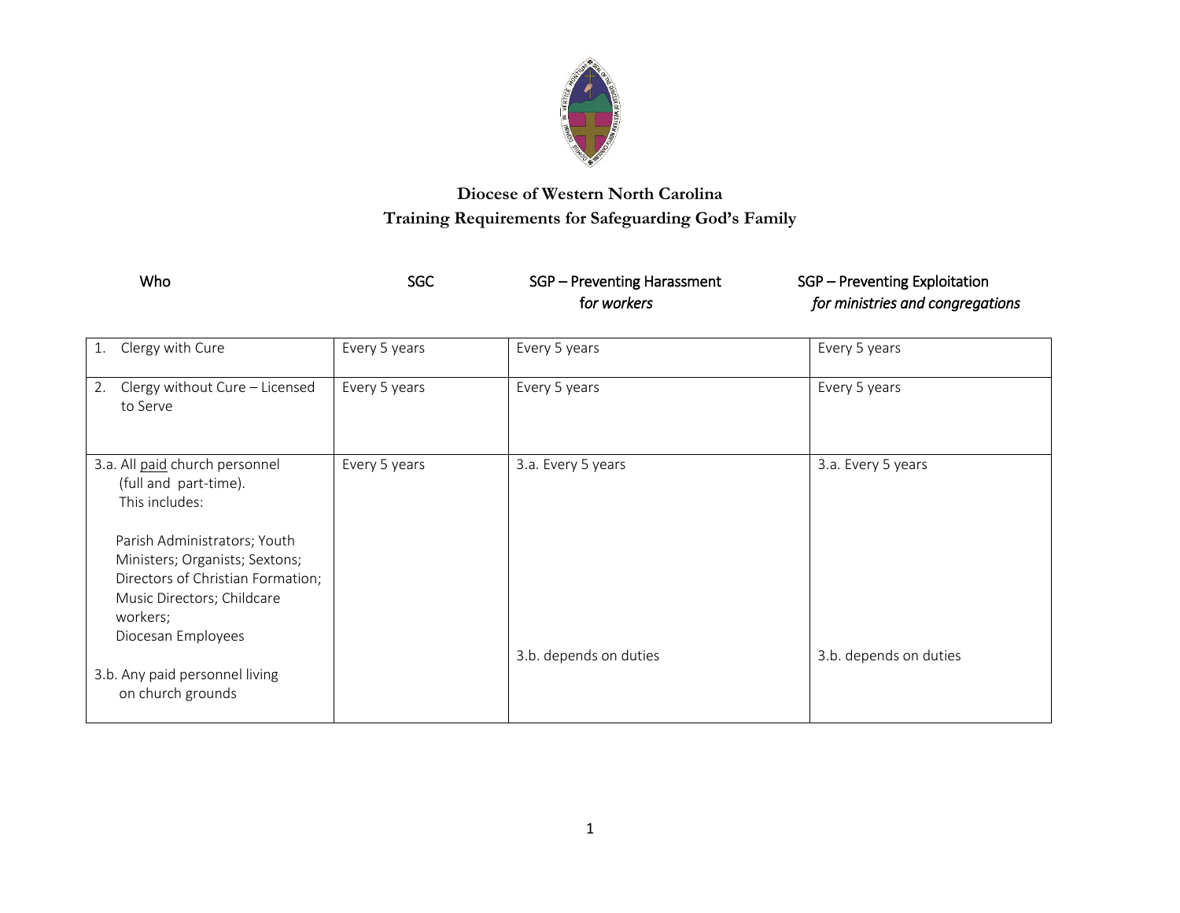# Diocese of Western North Carolina

## Training Requirements for Safeguarding God's Family

| Who | SGC | SGP – Preventing Harassment *for workers* | SGP – Preventing Exploitation *for ministries and congregations* |
|---|---|---|---|
| 1. Clergy with Cure | Every 5 years | Every 5 years | Every 5 years |
| 2. Clergy without Cure – Licensed to Serve | Every 5 years | Every 5 years | Every 5 years |
| 3.a. All paid church personnel (full and part-time). This includes:<br><br>Parish Administrators; Youth Ministers; Organists; Sextons; Directors of Christian Formation; Music Directors; Childcare workers; Diocesan Employees<br><br>3.b. Any paid personnel living on church grounds | Every 5 years | 3.a. Every 5 years<br><br>3.b. depends on duties | 3.a. Every 5 years<br><br>3.b. depends on duties |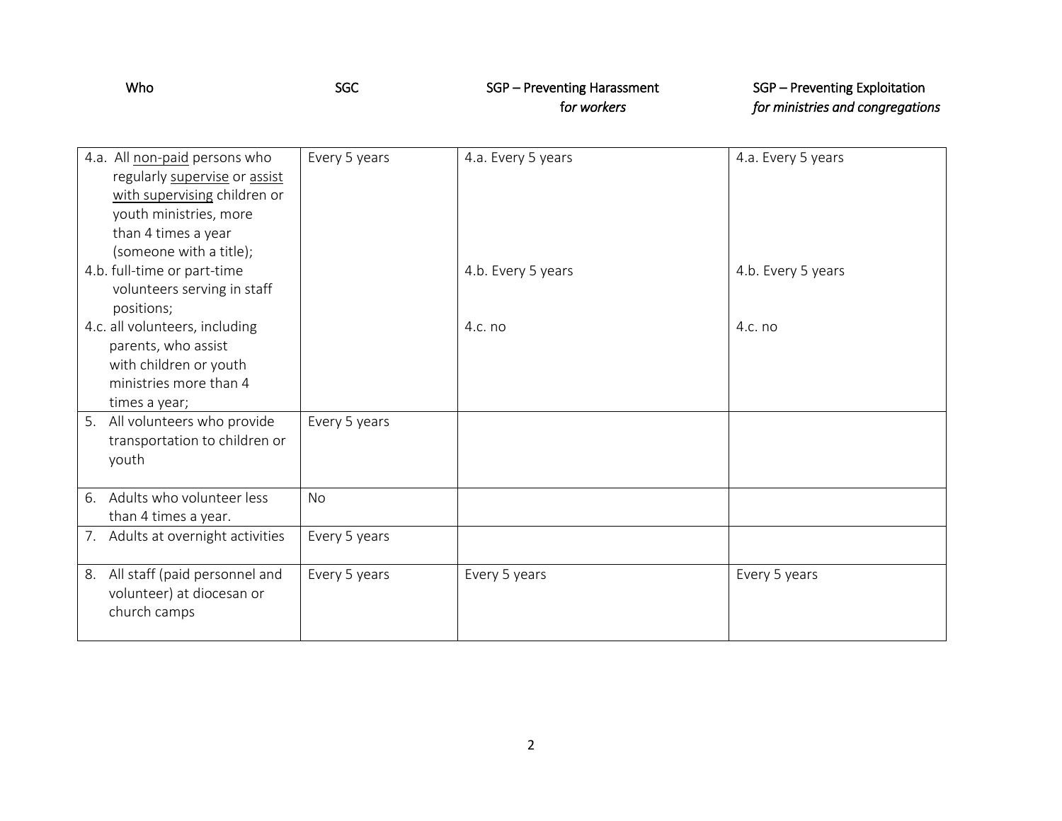| Who | SGC | SGP – Preventing Harassment *for workers* | SGP – Preventing Exploitation *for ministries and congregations* |
|---|---|---|---|
| 4.a. All <u>non-paid</u> persons who regularly <u>supervise</u> or <u>assist with supervising</u> children or youth ministries, more than 4 times a year (someone with a title);<br>4.b. full-time or part-time volunteers serving in staff positions;<br>4.c. all volunteers, including parents, who assist with children or youth ministries more than 4 times a year; | Every 5 years | 4.a. Every 5 years<br>4.b. Every 5 years<br>4.c. no | 4.a. Every 5 years<br>4.b. Every 5 years<br>4.c. no |
| 5. All volunteers who provide transportation to children or youth | Every 5 years | | |
| 6. Adults who volunteer less than 4 times a year. | No | | |
| 7. Adults at overnight activities | Every 5 years | | |
| 8. All staff (paid personnel and volunteer) at diocesan or church camps | Every 5 years | Every 5 years | Every 5 years |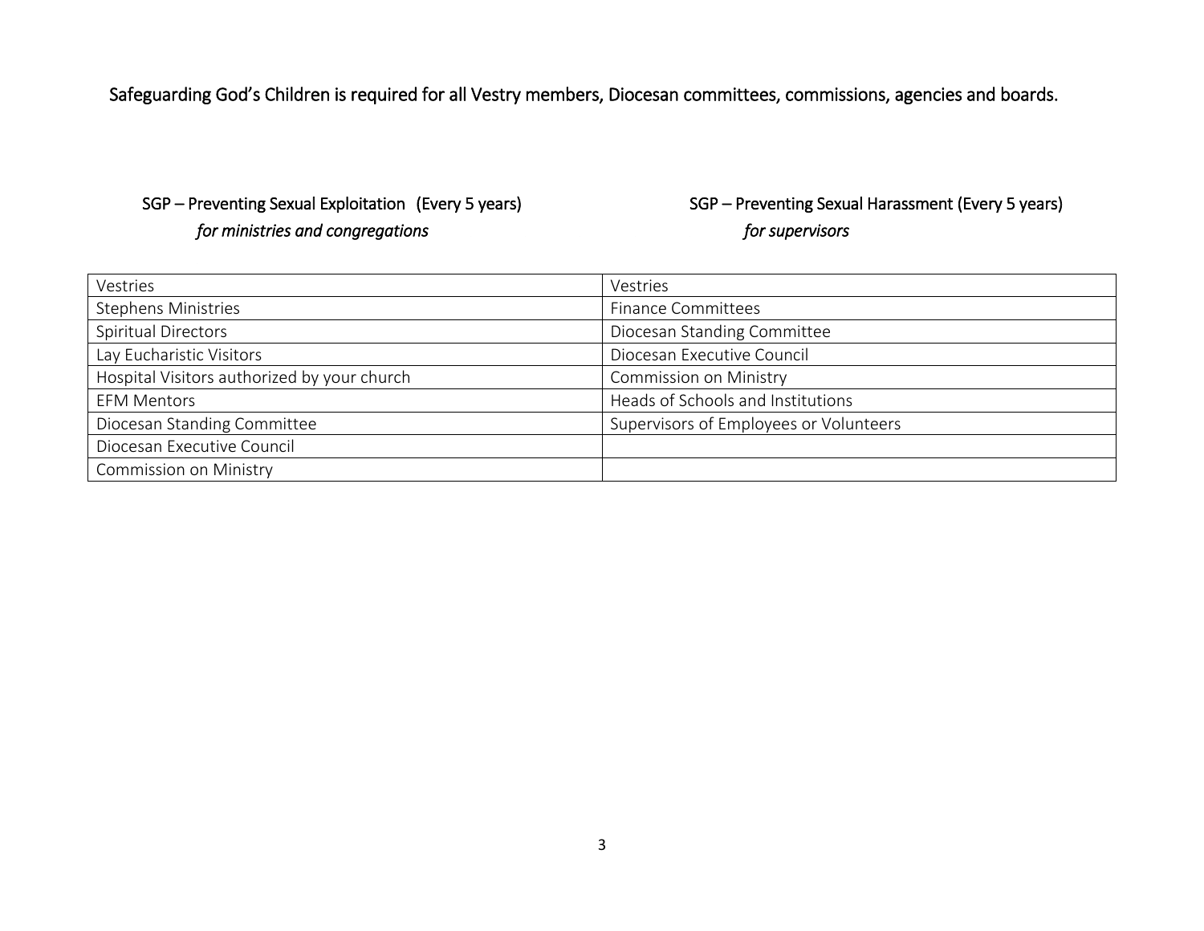Safeguarding God's Children is required for all Vestry members, Diocesan committees, commissions, agencies and boards.

| SGP – Preventing Sexual Exploitation (Every 5 years) *for ministries and congregations* | SGP – Preventing Sexual Harassment (Every 5 years) *for supervisors* |
|---|---|
| Vestries | Vestries |
| Stephens Ministries | Finance Committees |
| Spiritual Directors | Diocesan Standing Committee |
| Lay Eucharistic Visitors | Diocesan Executive Council |
| Hospital Visitors authorized by your church | Commission on Ministry |
| EFM Mentors | Heads of Schools and Institutions |
| Diocesan Standing Committee | Supervisors of Employees or Volunteers |
| Diocesan Executive Council | |
| Commission on Ministry | |